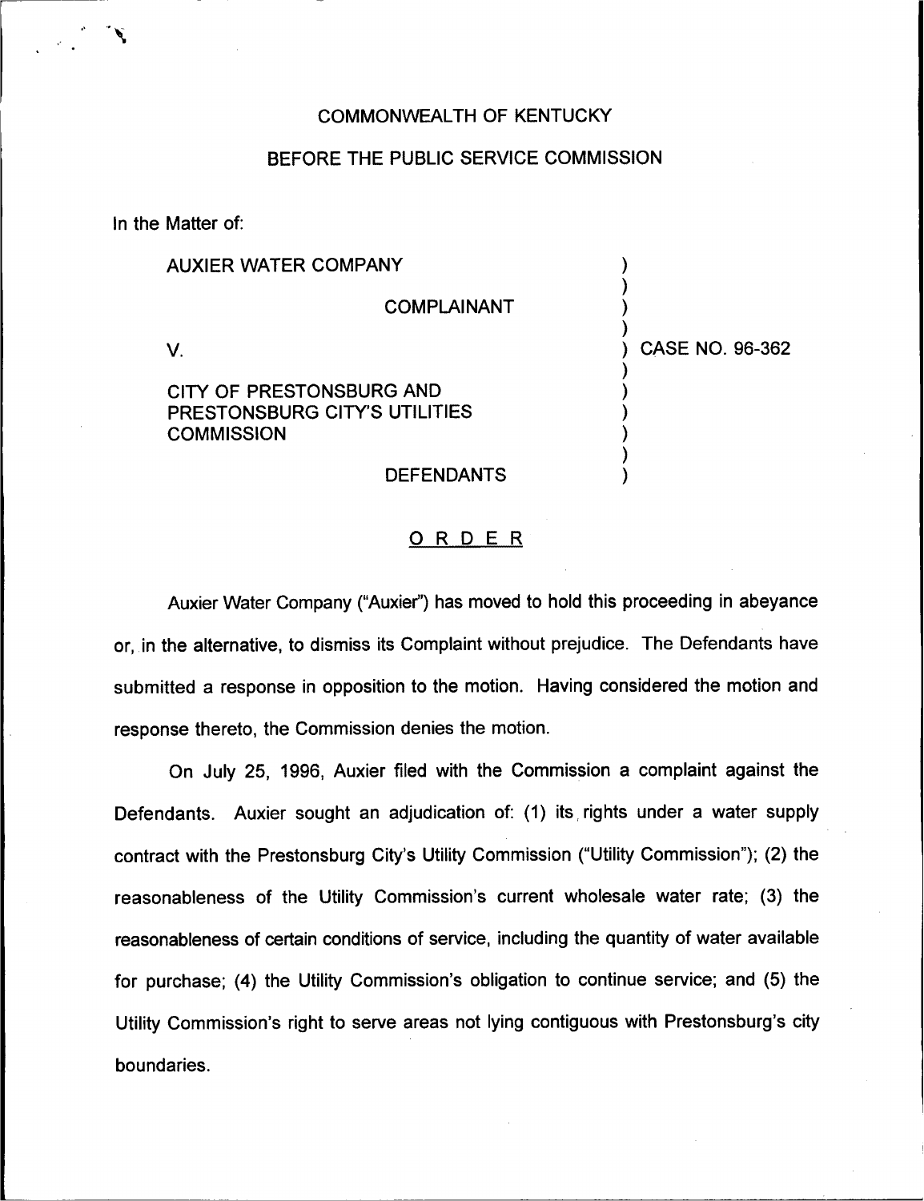COMMONWEALTH OF KENTUCKY

BEFORE THE PUBLIC SERVICE COMMISSION

In the Matter of:

| | |
|---|---|
| AUXIER WATER COMPANY<br><br>COMPLAINANT<br><br>V.<br><br>CITY OF PRESTONSBURG AND PRESTONSBURG CITY'S UTILITIES COMMISSION<br><br>DEFENDANTS | CASE NO. 96-362 |

## ORDER

Auxier Water Company ("Auxier") has moved to hold this proceeding in abeyance or, in the alternative, to dismiss its Complaint without prejudice. The Defendants have submitted a response in opposition to the motion. Having considered the motion and response thereto, the Commission denies the motion.

On July 25, 1996, Auxier filed with the Commission a complaint against the Defendants. Auxier sought an adjudication of: (1) its rights under a water supply contract with the Prestonsburg City's Utility Commission ("Utility Commission"); (2) the reasonableness of the Utility Commission's current wholesale water rate; (3) the reasonableness of certain conditions of service, including the quantity of water available for purchase; (4) the Utility Commission's obligation to continue service; and (5) the Utility Commission's right to serve areas not lying contiguous with Prestonsburg's city boundaries.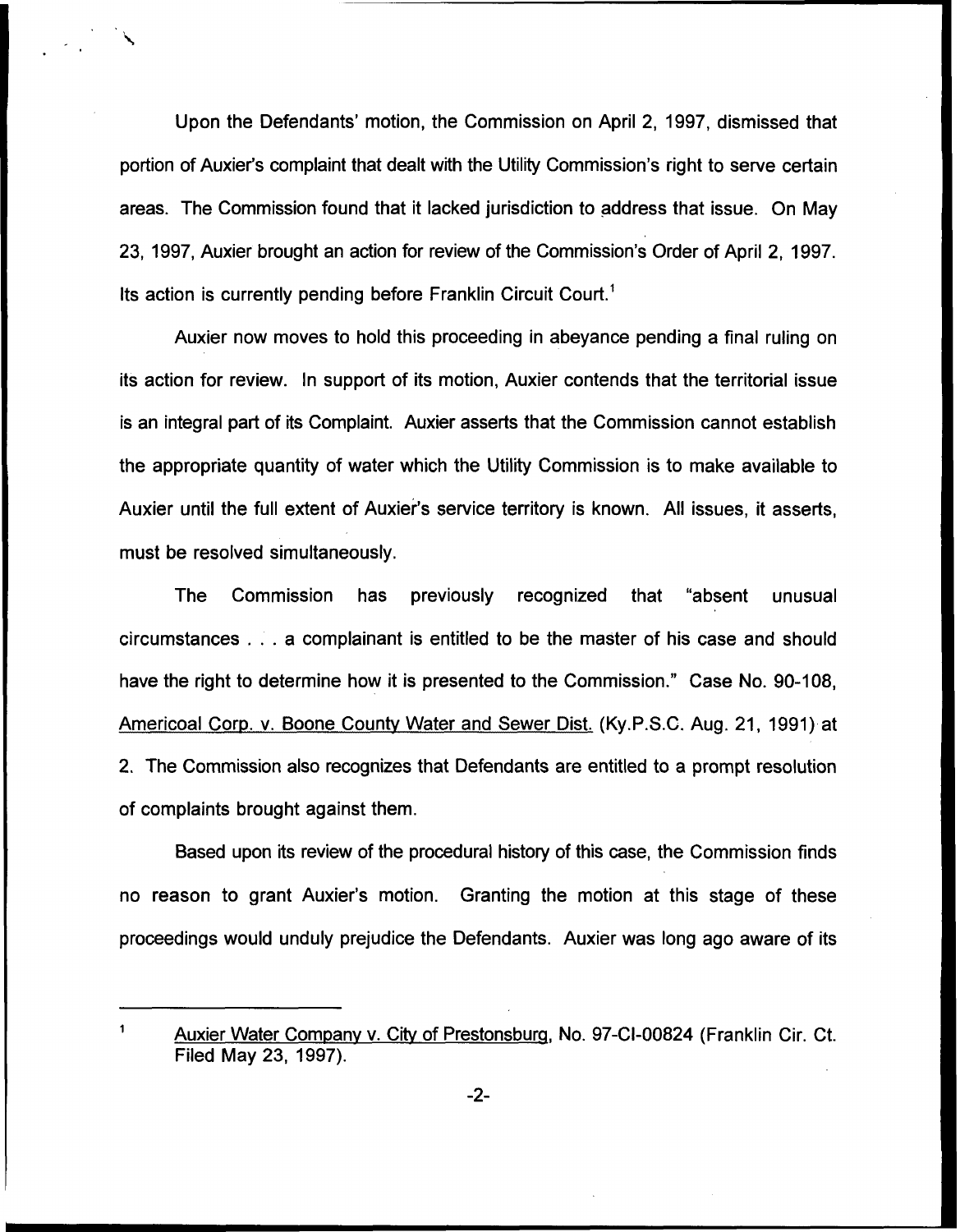Upon the Defendants' motion, the Commission on April 2, 1997, dismissed that portion of Auxier's complaint that dealt with the Utility Commission's right to serve certain areas. The Commission found that it lacked jurisdiction to address that issue. On May 23, 1997, Auxier brought an action for review of the Commission's Order of April 2, 1997. Its action is currently pending before Franklin Circuit Court.[1]

Auxier now moves to hold this proceeding in abeyance pending a final ruling on its action for review. In support of its motion, Auxier contends that the territorial issue is an integral part of its Complaint. Auxier asserts that the Commission cannot establish the appropriate quantity of water which the Utility Commission is to make available to Auxier until the full extent of Auxier's service territory is known. All issues, it asserts, must be resolved simultaneously.

The Commission has previously recognized that "absent unusual circumstances . . . a complainant is entitled to be the master of his case and should have the right to determine how it is presented to the Commission." Case No. 90-108, Americoal Corp. v. Boone County Water and Sewer Dist. (Ky.P.S.C. Aug. 21, 1991) at 2. The Commission also recognizes that Defendants are entitled to a prompt resolution of complaints brought against them.

Based upon its review of the procedural history of this case, the Commission finds no reason to grant Auxier's motion. Granting the motion at this stage of these proceedings would unduly prejudice the Defendants. Auxier was long ago aware of its

---

[1] Auxier Water Company v. City of Prestonsburg, No. 97-CI-00824 (Franklin Cir. Ct. Filed May 23, 1997).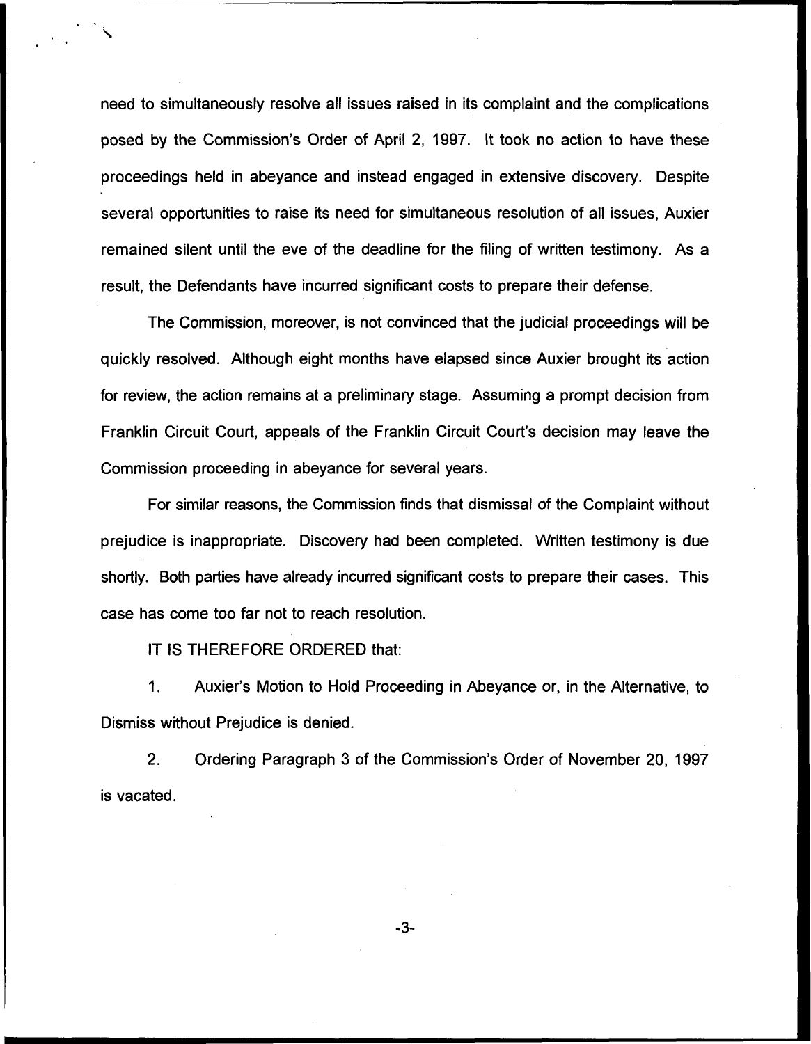need to simultaneously resolve all issues raised in its complaint and the complications posed by the Commission's Order of April 2, 1997. It took no action to have these proceedings held in abeyance and instead engaged in extensive discovery. Despite several opportunities to raise its need for simultaneous resolution of all issues, Auxier remained silent until the eve of the deadline for the filing of written testimony. As a result, the Defendants have incurred significant costs to prepare their defense.

The Commission, moreover, is not convinced that the judicial proceedings will be quickly resolved. Although eight months have elapsed since Auxier brought its action for review, the action remains at a preliminary stage. Assuming a prompt decision from Franklin Circuit Court, appeals of the Franklin Circuit Court's decision may leave the Commission proceeding in abeyance for several years.

For similar reasons, the Commission finds that dismissal of the Complaint without prejudice is inappropriate. Discovery had been completed. Written testimony is due shortly. Both parties have already incurred significant costs to prepare their cases. This case has come too far not to reach resolution.

IT IS THEREFORE ORDERED that:

1. Auxier's Motion to Hold Proceeding in Abeyance or, in the Alternative, to Dismiss without Prejudice is denied.

2. Ordering Paragraph 3 of the Commission's Order of November 20, 1997 is vacated.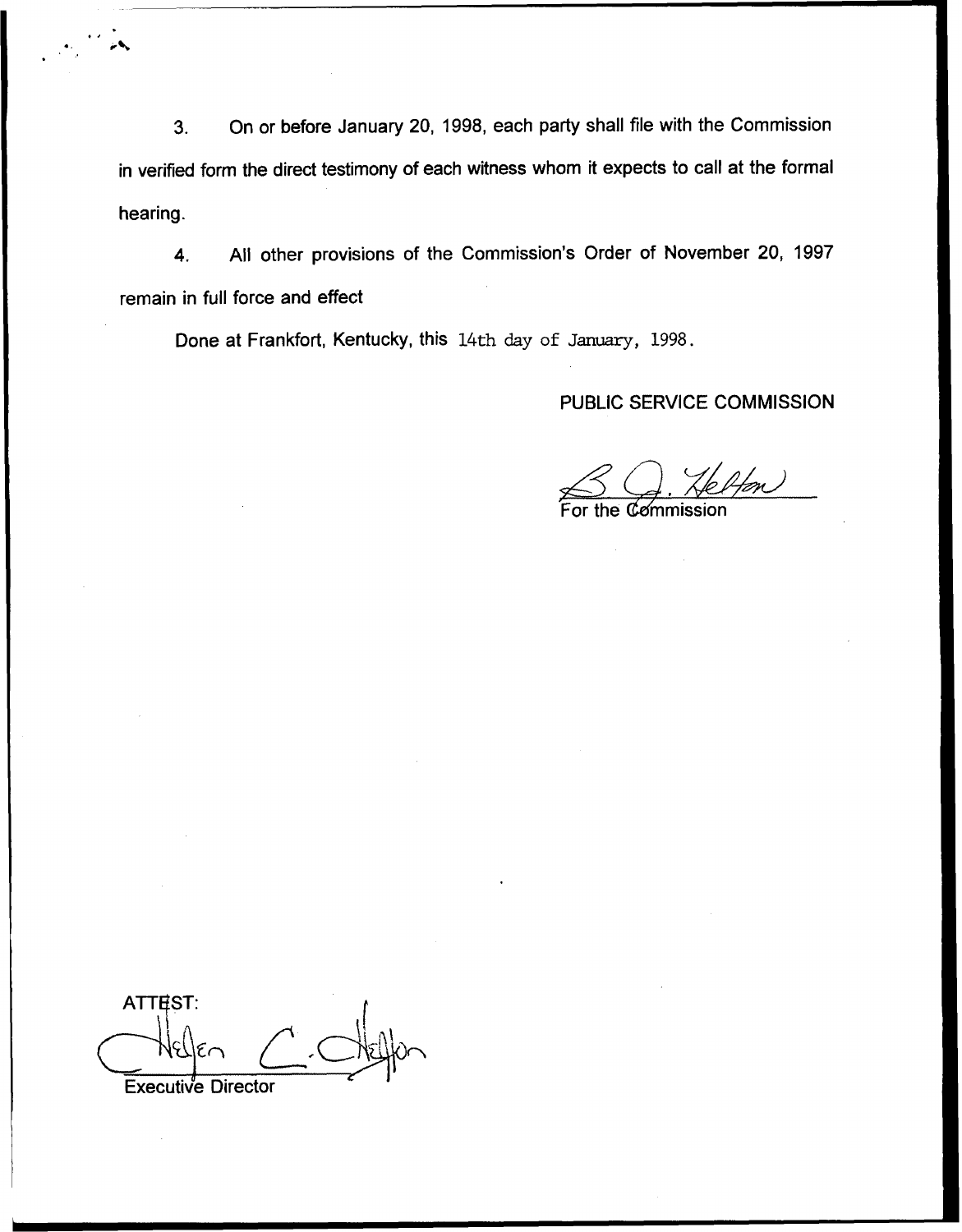3. On or before January 20, 1998, each party shall file with the Commission in verified form the direct testimony of each witness whom it expects to call at the formal hearing.

4. All other provisions of the Commission's Order of November 20, 1997 remain in full force and effect

Done at Frankfort, Kentucky, this 14th day of January, 1998.

PUBLIC SERVICE COMMISSION

For the Commission

ATTEST:

Executive Director